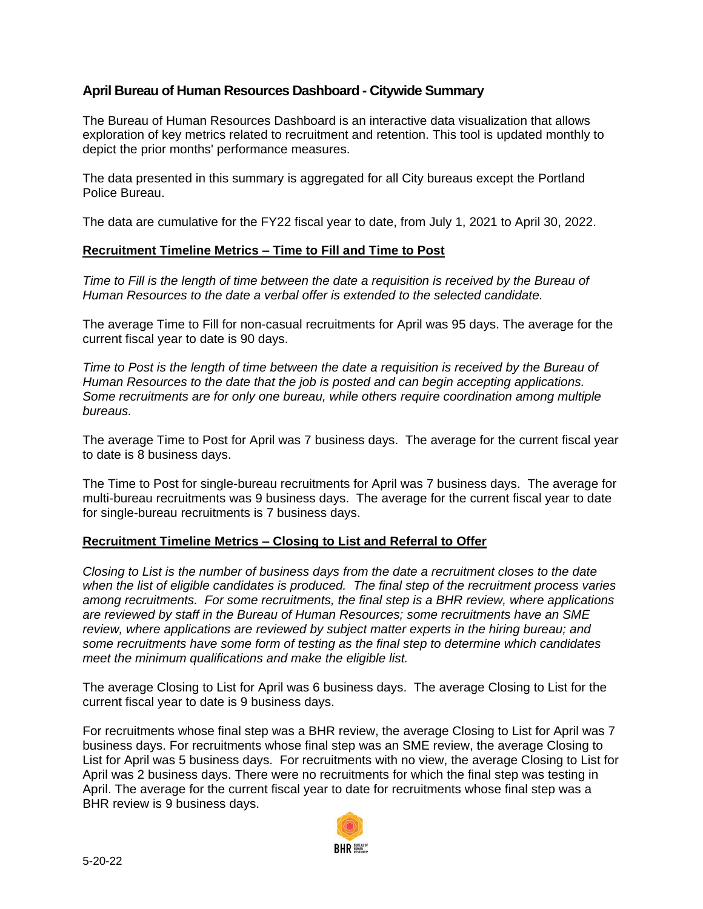## April Bureau of Human Resources Dashboard - Citywide Summary

The Bureau of Human Resources Dashboard is an interactive data visualization that allows exploration of key metrics related to recruitment and retention. This tool is updated monthly to depict the prior months' performance measures.

The data presented in this summary is aggregated for all City bureaus except the Portland Police Bureau.

The data are cumulative for the FY22 fiscal year to date, from July 1, 2021 to April 30, 2022.

### Recruitment Timeline Metrics – Time to Fill and Time to Post

*Time to Fill is the length of time between the date a requisition is received by the Bureau of Human Resources to the date a verbal offer is extended to the selected candidate.*

The average Time to Fill for non-casual recruitments for April was 95 days. The average for the current fiscal year to date is 90 days.

*Time to Post is the length of time between the date a requisition is received by the Bureau of Human Resources to the date that the job is posted and can begin accepting applications. Some recruitments are for only one bureau, while others require coordination among multiple bureaus.*

The average Time to Post for April was 7 business days. The average for the current fiscal year to date is 8 business days.

The Time to Post for single-bureau recruitments for April was 7 business days. The average for multi-bureau recruitments was 9 business days. The average for the current fiscal year to date for single-bureau recruitments is 7 business days.

### Recruitment Timeline Metrics – Closing to List and Referral to Offer

*Closing to List is the number of business days from the date a recruitment closes to the date when the list of eligible candidates is produced. The final step of the recruitment process varies among recruitments. For some recruitments, the final step is a BHR review, where applications are reviewed by staff in the Bureau of Human Resources; some recruitments have an SME review, where applications are reviewed by subject matter experts in the hiring bureau; and some recruitments have some form of testing as the final step to determine which candidates meet the minimum qualifications and make the eligible list.*

The average Closing to List for April was 6 business days. The average Closing to List for the current fiscal year to date is 9 business days.

For recruitments whose final step was a BHR review, the average Closing to List for April was 7 business days. For recruitments whose final step was an SME review, the average Closing to List for April was 5 business days. For recruitments with no view, the average Closing to List for April was 2 business days. There were no recruitments for which the final step was testing in April. The average for the current fiscal year to date for recruitments whose final step was a BHR review is 9 business days.

5-20-22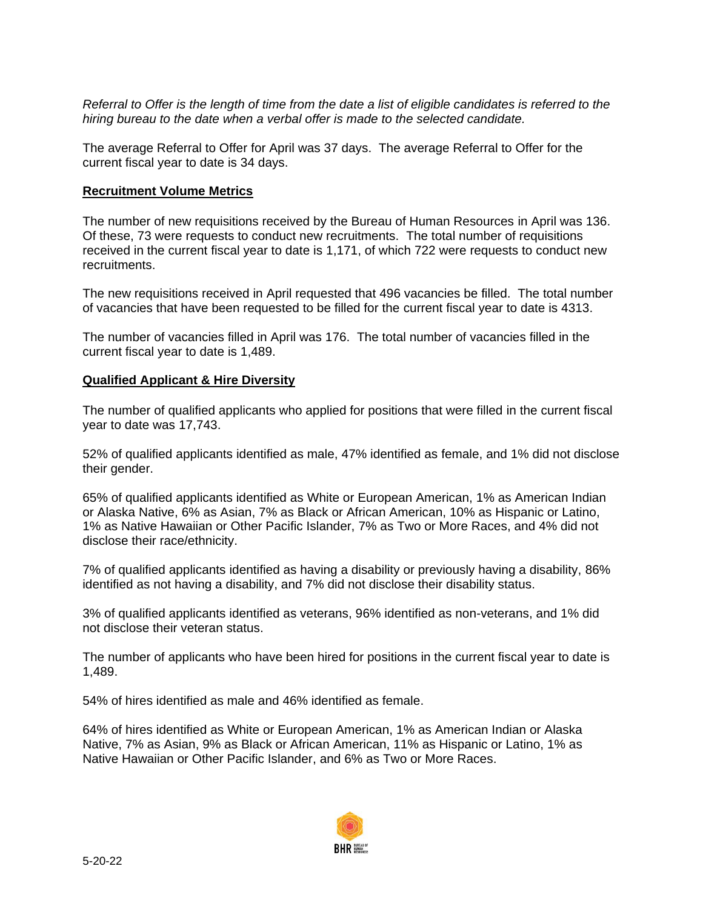*Referral to Offer is the length of time from the date a list of eligible candidates is referred to the hiring bureau to the date when a verbal offer is made to the selected candidate.*

The average Referral to Offer for April was 37 days. The average Referral to Offer for the current fiscal year to date is 34 days.

**Recruitment Volume Metrics**

The number of new requisitions received by the Bureau of Human Resources in April was 136. Of these, 73 were requests to conduct new recruitments. The total number of requisitions received in the current fiscal year to date is 1,171, of which 722 were requests to conduct new recruitments.

The new requisitions received in April requested that 496 vacancies be filled. The total number of vacancies that have been requested to be filled for the current fiscal year to date is 4313.

The number of vacancies filled in April was 176. The total number of vacancies filled in the current fiscal year to date is 1,489.

**Qualified Applicant & Hire Diversity**

The number of qualified applicants who applied for positions that were filled in the current fiscal year to date was 17,743.

52% of qualified applicants identified as male, 47% identified as female, and 1% did not disclose their gender.

65% of qualified applicants identified as White or European American, 1% as American Indian or Alaska Native, 6% as Asian, 7% as Black or African American, 10% as Hispanic or Latino, 1% as Native Hawaiian or Other Pacific Islander, 7% as Two or More Races, and 4% did not disclose their race/ethnicity.

7% of qualified applicants identified as having a disability or previously having a disability, 86% identified as not having a disability, and 7% did not disclose their disability status.

3% of qualified applicants identified as veterans, 96% identified as non-veterans, and 1% did not disclose their veteran status.

The number of applicants who have been hired for positions in the current fiscal year to date is 1,489.

54% of hires identified as male and 46% identified as female.

64% of hires identified as White or European American, 1% as American Indian or Alaska Native, 7% as Asian, 9% as Black or African American, 11% as Hispanic or Latino, 1% as Native Hawaiian or Other Pacific Islander, and 6% as Two or More Races.

5-20-22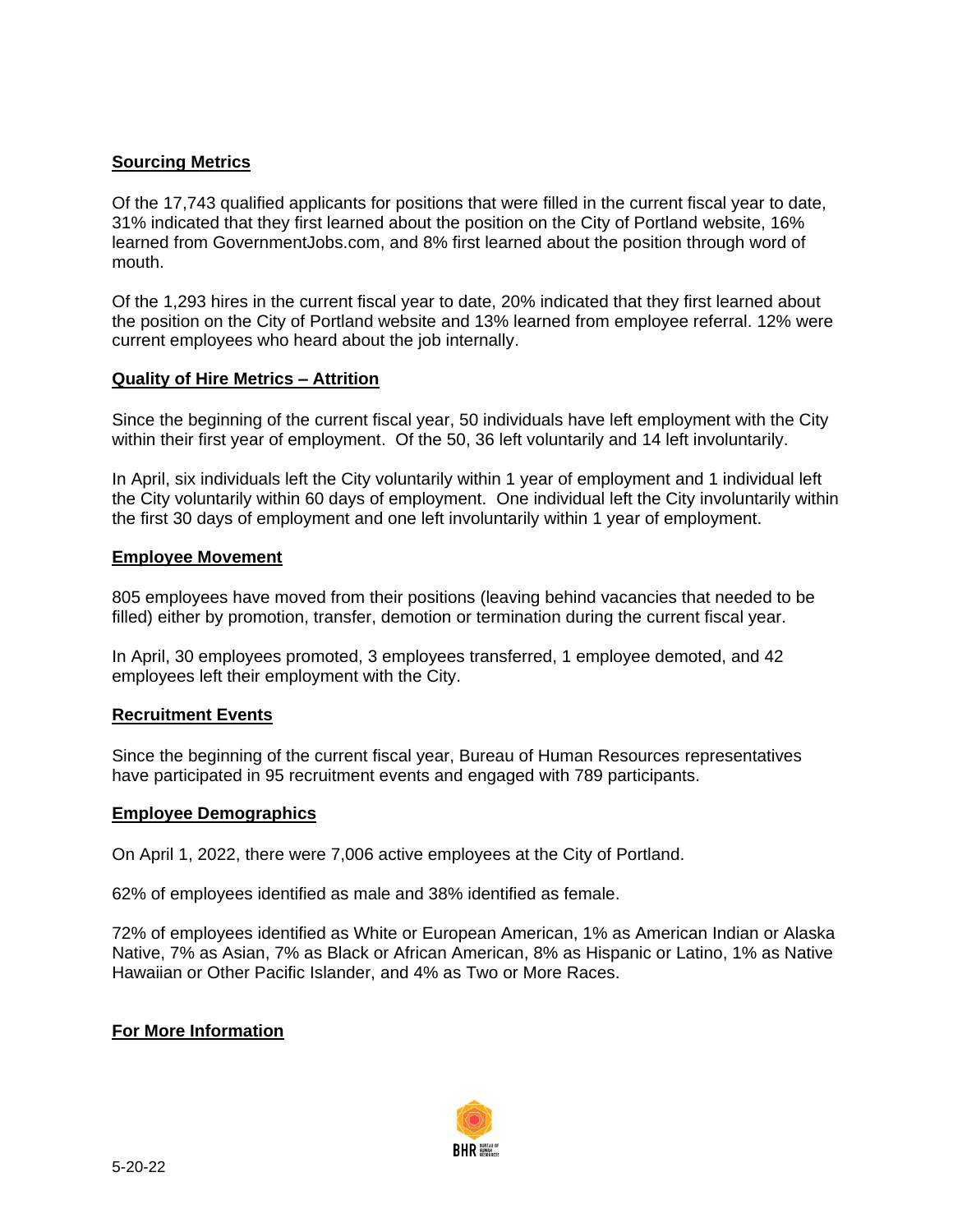## Sourcing Metrics

Of the 17,743 qualified applicants for positions that were filled in the current fiscal year to date, 31% indicated that they first learned about the position on the City of Portland website, 16% learned from GovernmentJobs.com, and 8% first learned about the position through word of mouth.

Of the 1,293 hires in the current fiscal year to date, 20% indicated that they first learned about the position on the City of Portland website and 13% learned from employee referral. 12% were current employees who heard about the job internally.

## Quality of Hire Metrics – Attrition

Since the beginning of the current fiscal year, 50 individuals have left employment with the City within their first year of employment. Of the 50, 36 left voluntarily and 14 left involuntarily.

In April, six individuals left the City voluntarily within 1 year of employment and 1 individual left the City voluntarily within 60 days of employment. One individual left the City involuntarily within the first 30 days of employment and one left involuntarily within 1 year of employment.

## Employee Movement

805 employees have moved from their positions (leaving behind vacancies that needed to be filled) either by promotion, transfer, demotion or termination during the current fiscal year.

In April, 30 employees promoted, 3 employees transferred, 1 employee demoted, and 42 employees left their employment with the City.

## Recruitment Events

Since the beginning of the current fiscal year, Bureau of Human Resources representatives have participated in 95 recruitment events and engaged with 789 participants.

## Employee Demographics

On April 1, 2022, there were 7,006 active employees at the City of Portland.

62% of employees identified as male and 38% identified as female.

72% of employees identified as White or European American, 1% as American Indian or Alaska Native, 7% as Asian, 7% as Black or African American, 8% as Hispanic or Latino, 1% as Native Hawaiian or Other Pacific Islander, and 4% as Two or More Races.

## For More Information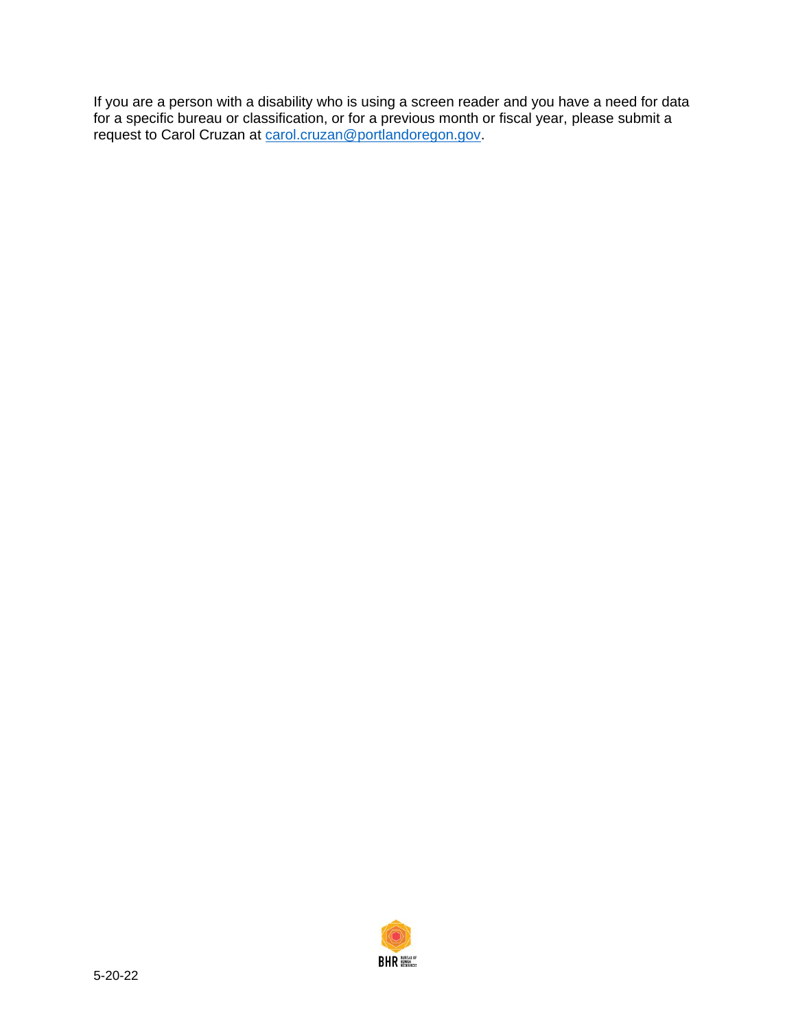If you are a person with a disability who is using a screen reader and you have a need for data for a specific bureau or classification, or for a previous month or fiscal year, please submit a request to Carol Cruzan at carol.cruzan@portlandoregon.gov.

5-20-22